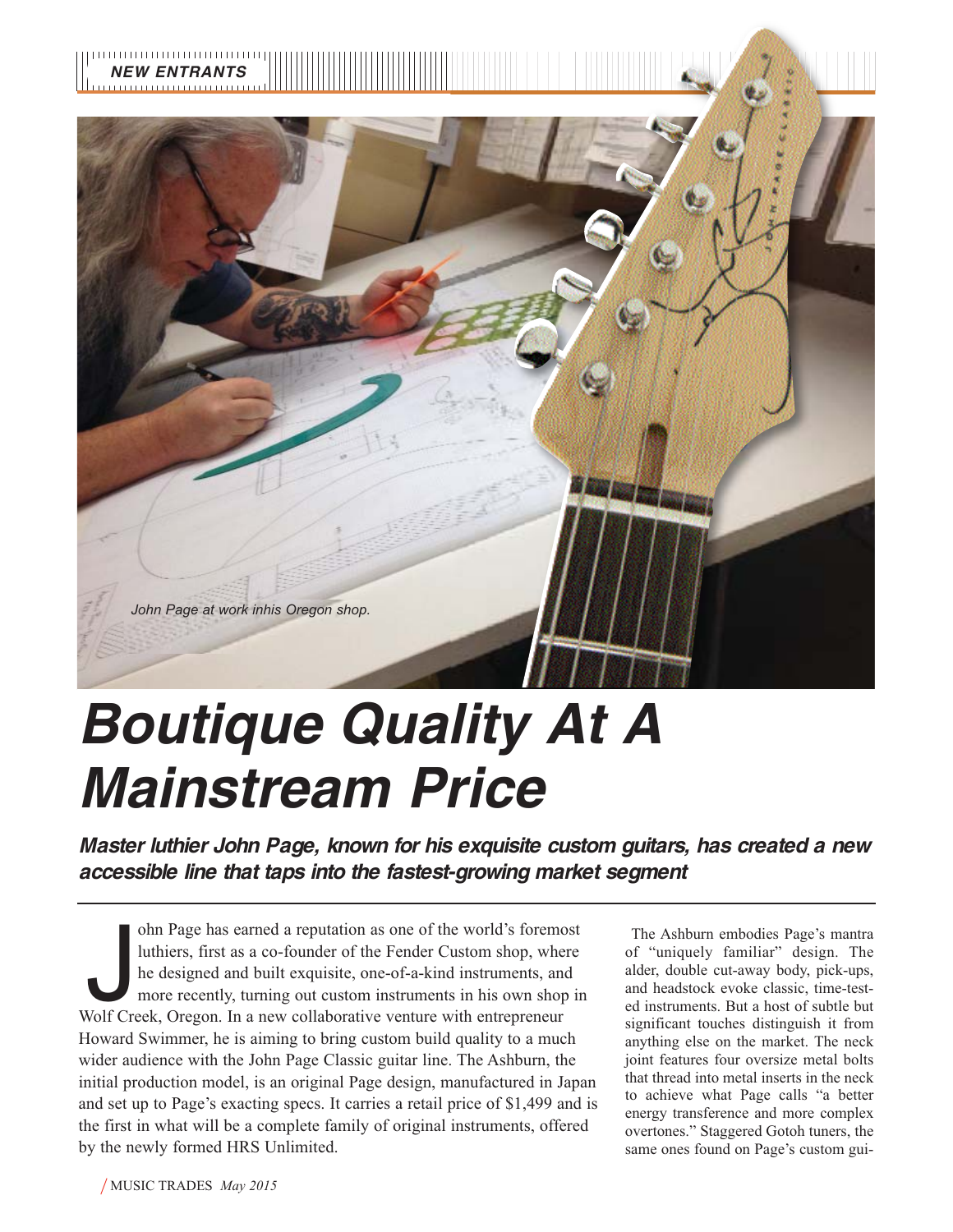NEW ENTRANTS

John Page at work inhis Oregon shop.

# Boutique Quality At A Mainstream Price

***Master luthier John Page, known for his exquisite custom guitars, has created a new accessible line that taps into the fastest-growing market segment***

John Page has earned a reputation as one of the world's foremost luthiers, first as a co-founder of the Fender Custom shop, where he designed and built exquisite, one-of-a-kind instruments, and more recently, turning out custom instruments in his own shop in Wolf Creek, Oregon. In a new collaborative venture with entrepreneur Howard Swimmer, he is aiming to bring custom build quality to a much wider audience with the John Page Classic guitar line. The Ashburn, the initial production model, is an original Page design, manufactured in Japan and set up to Page's exacting specs. It carries a retail price of $1,499 and is the first in what will be a complete family of original instruments, offered by the newly formed HRS Unlimited.

The Ashburn embodies Page's mantra of "uniquely familiar" design. The alder, double cut-away body, pick-ups, and headstock evoke classic, time-tested instruments. But a host of subtle but significant touches distinguish it from anything else on the market. The neck joint features four oversize metal bolts that thread into metal inserts in the neck to achieve what Page calls "a better energy transference and more complex overtones." Staggered Gotoh tuners, the same ones found on Page's custom gui-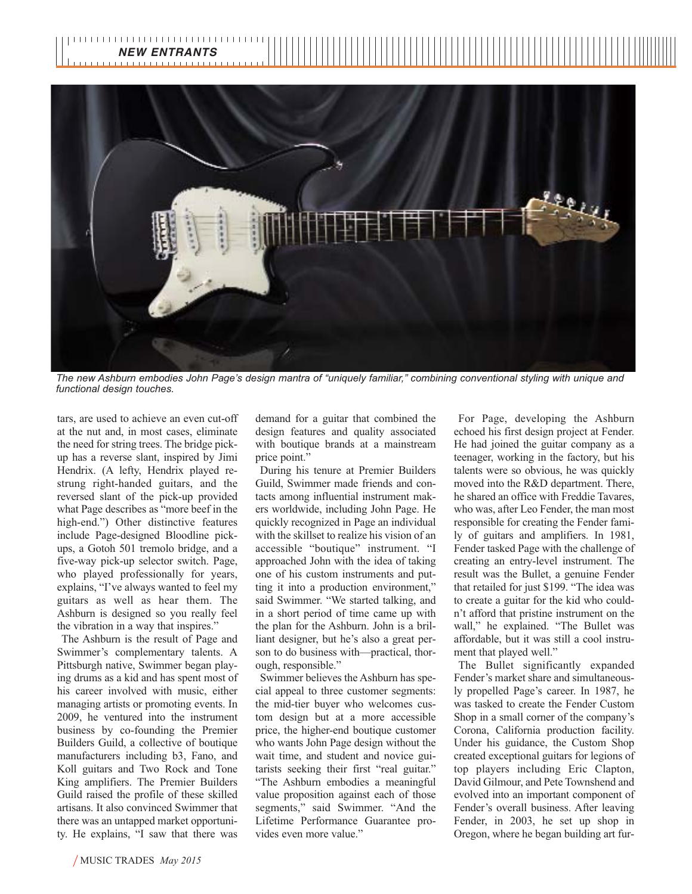*The new Ashburn embodies John Page's design mantra of "uniquely familiar," combining conventional styling with unique and functional design touches.*

tars, are used to achieve an even cut-off at the nut and, in most cases, eliminate the need for string trees. The bridge pickup has a reverse slant, inspired by Jimi Hendrix. (A lefty, Hendrix played restrung right-handed guitars, and the reversed slant of the pick-up provided what Page describes as "more beef in the high-end.") Other distinctive features include Page-designed Bloodline pickups, a Gotoh 501 tremolo bridge, and a five-way pick-up selector switch. Page, who played professionally for years, explains, "I've always wanted to feel my guitars as well as hear them. The Ashburn is designed so you really feel the vibration in a way that inspires."

The Ashburn is the result of Page and Swimmer's complementary talents. A Pittsburgh native, Swimmer began playing drums as a kid and has spent most of his career involved with music, either managing artists or promoting events. In 2009, he ventured into the instrument business by co-founding the Premier Builders Guild, a collective of boutique manufacturers including b3, Fano, and Koll guitars and Two Rock and Tone King amplifiers. The Premier Builders Guild raised the profile of these skilled artisans. It also convinced Swimmer that there was an untapped market opportunity. He explains, "I saw that there was demand for a guitar that combined the design features and quality associated with boutique brands at a mainstream price point."

During his tenure at Premier Builders Guild, Swimmer made friends and contacts among influential instrument makers worldwide, including John Page. He quickly recognized in Page an individual with the skillset to realize his vision of an accessible "boutique" instrument. "I approached John with the idea of taking one of his custom instruments and putting it into a production environment," said Swimmer. "We started talking, and in a short period of time came up with the plan for the Ashburn. John is a brilliant designer, but he's also a great person to do business with—practical, thorough, responsible."

Swimmer believes the Ashburn has special appeal to three customer segments: the mid-tier buyer who welcomes custom design but at a more accessible price, the higher-end boutique customer who wants John Page design without the wait time, and student and novice guitarists seeking their first "real guitar." "The Ashburn embodies a meaningful value proposition against each of those segments," said Swimmer. "And the Lifetime Performance Guarantee provides even more value."

For Page, developing the Ashburn echoed his first design project at Fender. He had joined the guitar company as a teenager, working in the factory, but his talents were so obvious, he was quickly moved into the R&D department. There, he shared an office with Freddie Tavares, who was, after Leo Fender, the man most responsible for creating the Fender family of guitars and amplifiers. In 1981, Fender tasked Page with the challenge of creating an entry-level instrument. The result was the Bullet, a genuine Fender that retailed for just $199. "The idea was to create a guitar for the kid who couldn't afford that pristine instrument on the wall," he explained. "The Bullet was affordable, but it was still a cool instrument that played well."

The Bullet significantly expanded Fender's market share and simultaneously propelled Page's career. In 1987, he was tasked to create the Fender Custom Shop in a small corner of the company's Corona, California production facility. Under his guidance, the Custom Shop created exceptional guitars for legions of top players including Eric Clapton, David Gilmour, and Pete Townshend and evolved into an important component of Fender's overall business. After leaving Fender, in 2003, he set up shop in Oregon, where he began building art fur-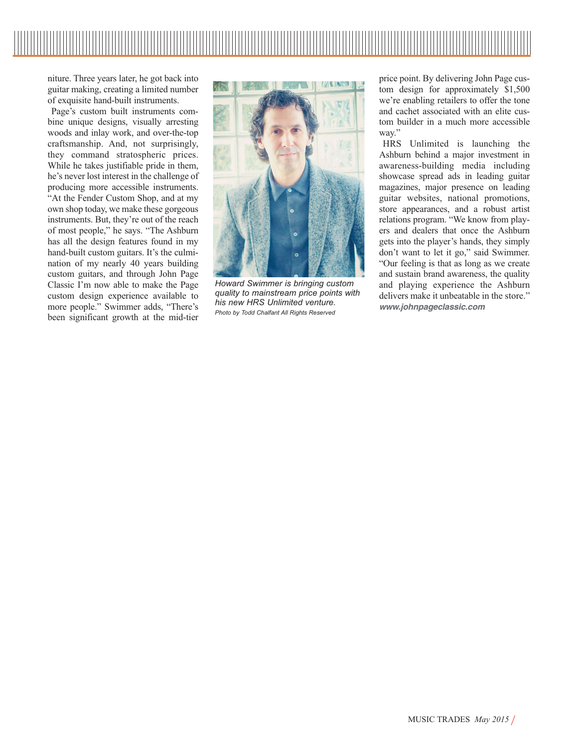niture. Three years later, he got back into guitar making, creating a limited number of exquisite hand-built instruments.

Page's custom built instruments combine unique designs, visually arresting woods and inlay work, and over-the-top craftsmanship. And, not surprisingly, they command stratospheric prices. While he takes justifiable pride in them, he's never lost interest in the challenge of producing more accessible instruments. "At the Fender Custom Shop, and at my own shop today, we make these gorgeous instruments. But, they're out of the reach of most people," he says. "The Ashburn has all the design features found in my hand-built custom guitars. It's the culmination of my nearly 40 years building custom guitars, and through John Page Classic I'm now able to make the Page custom design experience available to more people." Swimmer adds, "There's been significant growth at the mid-tier price point. By delivering John Page custom design for approximately $1,500 we're enabling retailers to offer the tone and cachet associated with an elite custom builder in a much more accessible way."

*Howard Swimmer is bringing custom quality to mainstream price points with his new HRS Unlimited venture.*
*Photo by Todd Chalfant All Rights Reserved*

HRS Unlimited is launching the Ashburn behind a major investment in awareness-building media including showcase spread ads in leading guitar magazines, major presence on leading guitar websites, national promotions, store appearances, and a robust artist relations program. "We know from players and dealers that once the Ashburn gets into the player's hands, they simply don't want to let it go," said Swimmer. "Our feeling is that as long as we create and sustain brand awareness, the quality and playing experience the Ashburn delivers make it unbeatable in the store."

***www.johnpageclassic.com***